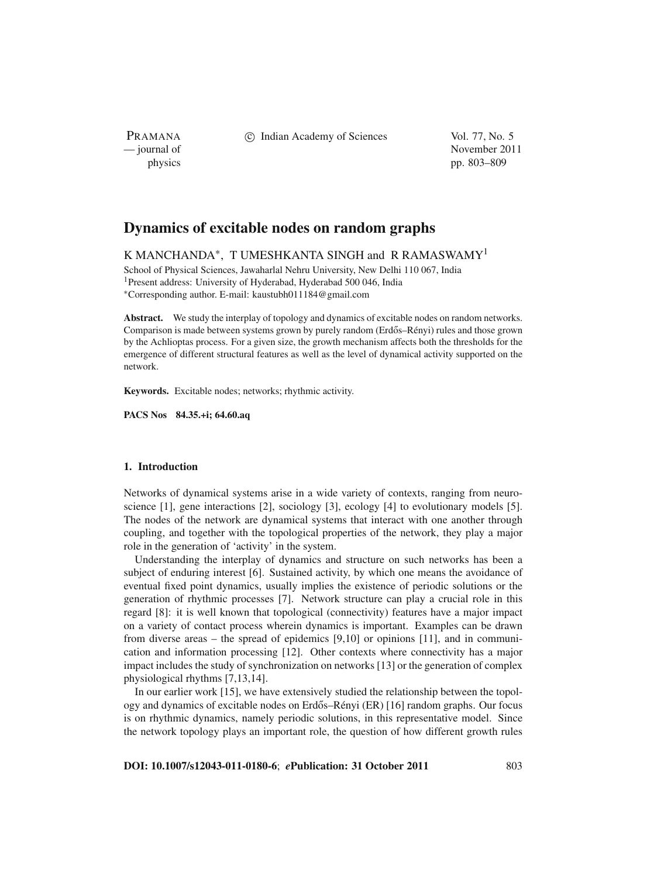# Dynamics of excitable nodes on random graphs

K MANCHANDA*, T UMESHKANTA SINGH and R RAMASWAMY[1]

School of Physical Sciences, Jawaharlal Nehru University, New Delhi 110 067, India
[1]Present address: University of Hyderabad, Hyderabad 500 046, India
*Corresponding author. E-mail: kaustubh011184@gmail.com

**Abstract.** We study the interplay of topology and dynamics of excitable nodes on random networks. Comparison is made between systems grown by purely random (Erdős–Rényi) rules and those grown by the Achlioptas process. For a given size, the growth mechanism affects both the thresholds for the emergence of different structural features as well as the level of dynamical activity supported on the network.

**Keywords.** Excitable nodes; networks; rhythmic activity.

**PACS Nos** 84.35.+i; 64.60.aq

## 1. Introduction

Networks of dynamical systems arise in a wide variety of contexts, ranging from neuroscience [1], gene interactions [2], sociology [3], ecology [4] to evolutionary models [5]. The nodes of the network are dynamical systems that interact with one another through coupling, and together with the topological properties of the network, they play a major role in the generation of 'activity' in the system.

Understanding the interplay of dynamics and structure on such networks has been a subject of enduring interest [6]. Sustained activity, by which one means the avoidance of eventual fixed point dynamics, usually implies the existence of periodic solutions or the generation of rhythmic processes [7]. Network structure can play a crucial role in this regard [8]: it is well known that topological (connectivity) features have a major impact on a variety of contact process wherein dynamics is important. Examples can be drawn from diverse areas – the spread of epidemics [9,10] or opinions [11], and in communication and information processing [12]. Other contexts where connectivity has a major impact includes the study of synchronization on networks [13] or the generation of complex physiological rhythms [7,13,14].

In our earlier work [15], we have extensively studied the relationship between the topology and dynamics of excitable nodes on Erdős–Rényi (ER) [16] random graphs. Our focus is on rhythmic dynamics, namely periodic solutions, in this representative model. Since the network topology plays an important role, the question of how different growth rules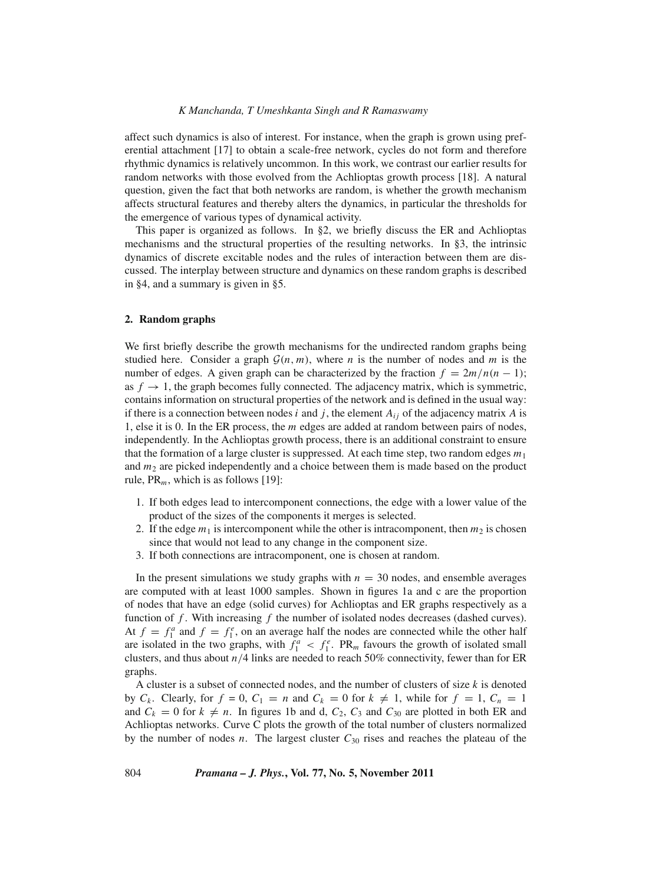affect such dynamics is also of interest. For instance, when the graph is grown using preferential attachment [17] to obtain a scale-free network, cycles do not form and therefore rhythmic dynamics is relatively uncommon. In this work, we contrast our earlier results for random networks with those evolved from the Achlioptas growth process [18]. A natural question, given the fact that both networks are random, is whether the growth mechanism affects structural features and thereby alters the dynamics, in particular the thresholds for the emergence of various types of dynamical activity.

This paper is organized as follows. In §2, we briefly discuss the ER and Achlioptas mechanisms and the structural properties of the resulting networks. In §3, the intrinsic dynamics of discrete excitable nodes and the rules of interaction between them are discussed. The interplay between structure and dynamics on these random graphs is described in §4, and a summary is given in §5.

## 2. Random graphs

We first briefly describe the growth mechanisms for the undirected random graphs being studied here. Consider a graph $\mathcal{G}(n, m)$, where $n$ is the number of nodes and $m$ is the number of edges. A given graph can be characterized by the fraction $f = 2m/n(n-1)$; as $f \to 1$, the graph becomes fully connected. The adjacency matrix, which is symmetric, contains information on structural properties of the network and is defined in the usual way: if there is a connection between nodes $i$ and $j$, the element $A_{ij}$ of the adjacency matrix $A$ is 1, else it is 0. In the ER process, the $m$ edges are added at random between pairs of nodes, independently. In the Achlioptas growth process, there is an additional constraint to ensure that the formation of a large cluster is suppressed. At each time step, two random edges $m_1$ and $m_2$ are picked independently and a choice between them is made based on the product rule, $\mathrm{PR}_m$, which is as follows [19]:

1. If both edges lead to intercomponent connections, the edge with a lower value of the product of the sizes of the components it merges is selected.
2. If the edge $m_1$ is intercomponent while the other is intracomponent, then $m_2$ is chosen since that would not lead to any change in the component size.
3. If both connections are intracomponent, one is chosen at random.

In the present simulations we study graphs with $n = 30$ nodes, and ensemble averages are computed with at least 1000 samples. Shown in figures 1a and c are the proportion of nodes that have an edge (solid curves) for Achlioptas and ER graphs respectively as a function of $f$. With increasing $f$ the number of isolated nodes decreases (dashed curves). At $f = f_1^a$ and $f = f_1^e$, on an average half the nodes are connected while the other half are isolated in the two graphs, with $f_1^a < f_1^e$. $\mathrm{PR}_m$ favours the growth of isolated small clusters, and thus about $n/4$ links are needed to reach 50% connectivity, fewer than for ER graphs.

A cluster is a subset of connected nodes, and the number of clusters of size $k$ is denoted by $C_k$. Clearly, for $f = 0$, $C_1 = n$ and $C_k = 0$ for $k \neq 1$, while for $f = 1$, $C_n = 1$ and $C_k = 0$ for $k \neq n$. In figures 1b and d, $C_2$, $C_3$ and $C_{30}$ are plotted in both ER and Achlioptas networks. Curve C plots the growth of the total number of clusters normalized by the number of nodes $n$. The largest cluster $C_{30}$ rises and reaches the plateau of the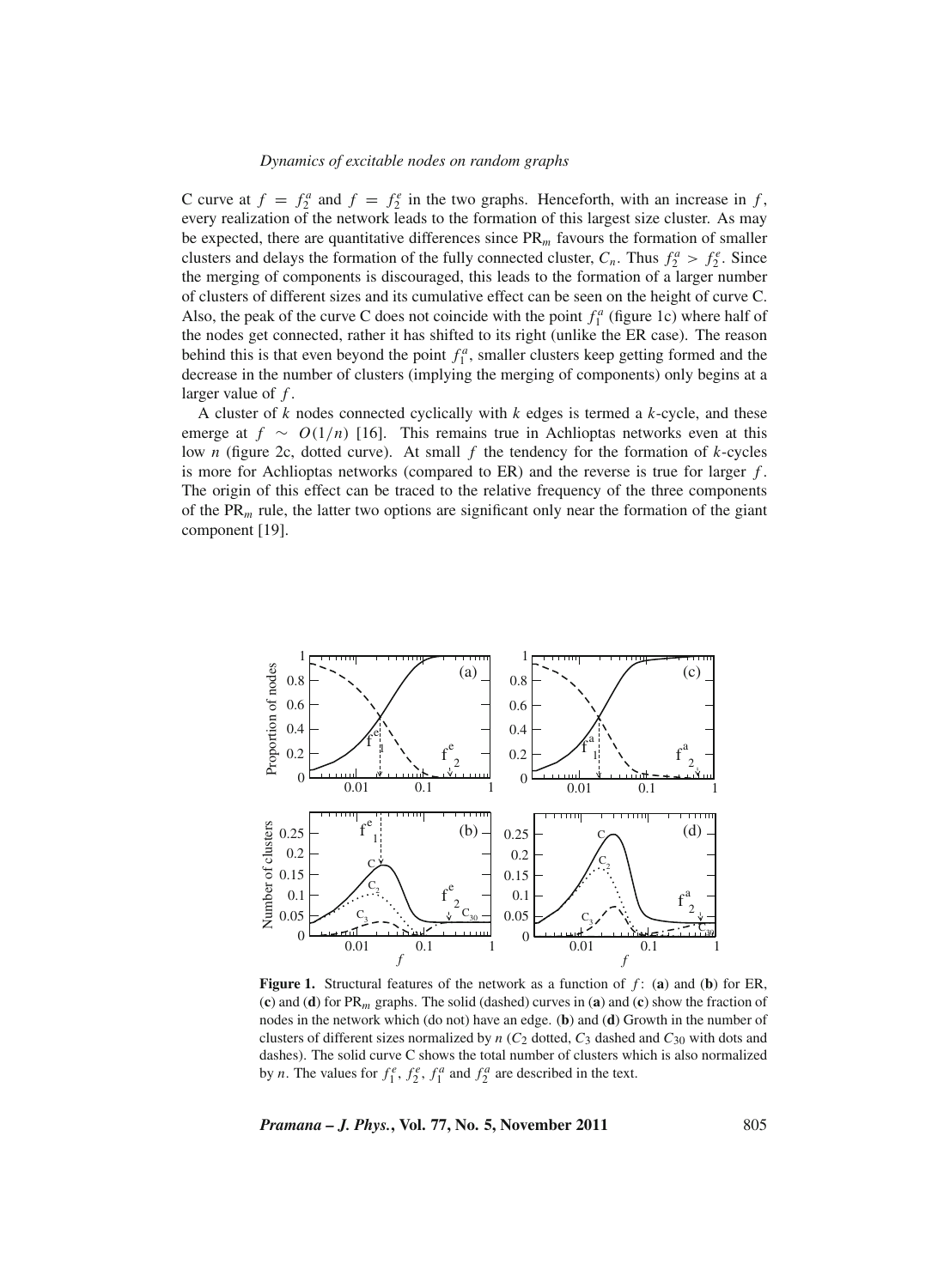C curve at $f = f_2^a$ and $f = f_2^e$ in the two graphs. Henceforth, with an increase in $f$, every realization of the network leads to the formation of this largest size cluster. As may be expected, there are quantitative differences since $\mathrm{PR}_m$ favours the formation of smaller clusters and delays the formation of the fully connected cluster, $C_n$. Thus $f_2^a > f_2^e$. Since the merging of components is discouraged, this leads to the formation of a larger number of clusters of different sizes and its cumulative effect can be seen on the height of curve C. Also, the peak of the curve C does not coincide with the point $f_1^a$ (figure 1c) where half of the nodes get connected, rather it has shifted to its right (unlike the ER case). The reason behind this is that even beyond the point $f_1^a$, smaller clusters keep getting formed and the decrease in the number of clusters (implying the merging of components) only begins at a larger value of $f$.

A cluster of $k$ nodes connected cyclically with $k$ edges is termed a $k$-cycle, and these emerge at $f \sim O(1/n)$ [16]. This remains true in Achlioptas networks even at this low $n$ (figure 2c, dotted curve). At small $f$ the tendency for the formation of $k$-cycles is more for Achlioptas networks (compared to ER) and the reverse is true for larger $f$. The origin of this effect can be traced to the relative frequency of the three components of the $\mathrm{PR}_m$ rule, the latter two options are significant only near the formation of the giant component [19].

**Figure 1.** Structural features of the network as a function of $f$: (**a**) and (**b**) for ER, (**c**) and (**d**) for $\mathrm{PR}_m$ graphs. The solid (dashed) curves in (**a**) and (**c**) show the fraction of nodes in the network which (do not) have an edge. (**b**) and (**d**) Growth in the number of clusters of different sizes normalized by $n$ ($C_2$ dotted, $C_3$ dashed and $C_{30}$ with dots and dashes). The solid curve C shows the total number of clusters which is also normalized by $n$. The values for $f_1^e$, $f_2^e$, $f_1^a$ and $f_2^a$ are described in the text.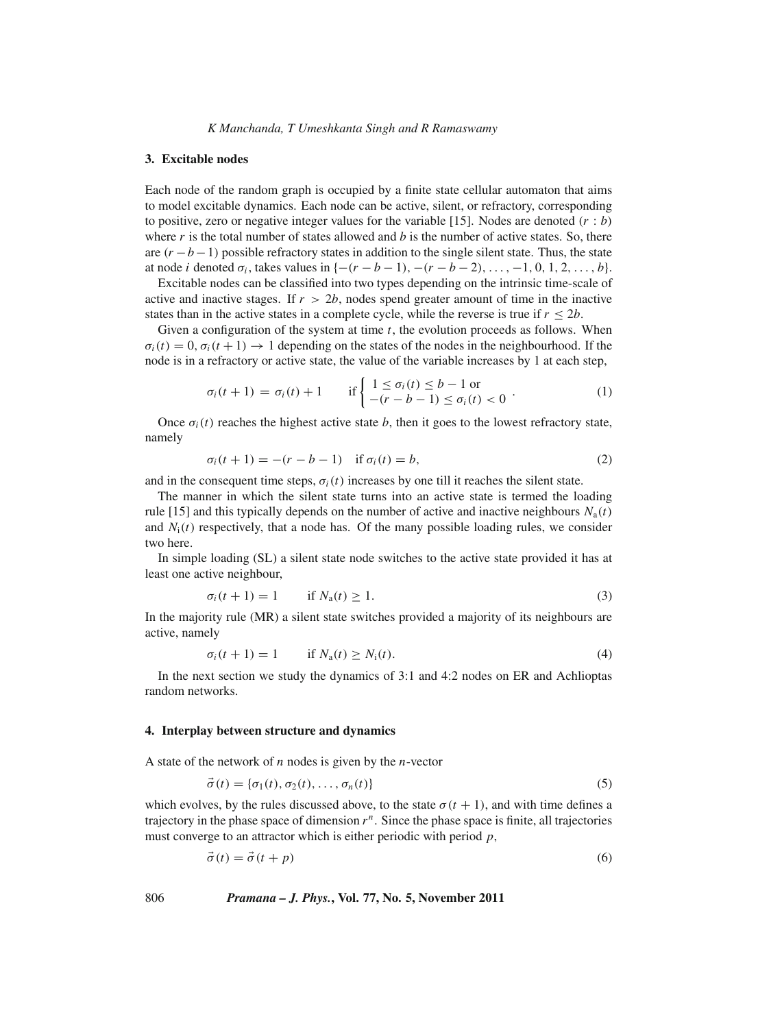## 3. Excitable nodes

Each node of the random graph is occupied by a finite state cellular automaton that aims to model excitable dynamics. Each node can be active, silent, or refractory, corresponding to positive, zero or negative integer values for the variable [15]. Nodes are denoted $(r : b)$ where $r$ is the total number of states allowed and $b$ is the number of active states. So, there are $(r - b - 1)$ possible refractory states in addition to the single silent state. Thus, the state at node $i$ denoted $\sigma_i$, takes values in $\{-(r - b - 1), -(r - b - 2), \ldots, -1, 0, 1, 2, \ldots, b\}$.

Excitable nodes can be classified into two types depending on the intrinsic time-scale of active and inactive stages. If $r > 2b$, nodes spend greater amount of time in the inactive states than in the active states in a complete cycle, while the reverse is true if $r \leq 2b$.

Given a configuration of the system at time $t$, the evolution proceeds as follows. When $\sigma_i(t) = 0, \sigma_i(t + 1) \to 1$ depending on the states of the nodes in the neighbourhood. If the node is in a refractory or active state, the value of the variable increases by 1 at each step,

$$\sigma_i(t+1) = \sigma_i(t) + 1 \qquad \text{if} \begin{cases} 1 \leq \sigma_i(t) \leq b - 1 \text{ or} \\ -(r - b - 1) \leq \sigma_i(t) < 0 \end{cases}. \tag{1}$$

Once $\sigma_i(t)$ reaches the highest active state $b$, then it goes to the lowest refractory state, namely

$$\sigma_i(t + 1) = -(r - b - 1) \quad \text{if } \sigma_i(t) = b, \tag{2}$$

and in the consequent time steps, $\sigma_i(t)$ increases by one till it reaches the silent state.

The manner in which the silent state turns into an active state is termed the loading rule [15] and this typically depends on the number of active and inactive neighbours $N_{\mathrm{a}}(t)$ and $N_{\mathrm{i}}(t)$ respectively, that a node has. Of the many possible loading rules, we consider two here.

In simple loading (SL) a silent state node switches to the active state provided it has at least one active neighbour,

$$\sigma_i(t + 1) = 1 \qquad \text{if } N_{\mathrm{a}}(t) \geq 1. \tag{3}$$

In the majority rule (MR) a silent state switches provided a majority of its neighbours are active, namely

$$\sigma_i(t + 1) = 1 \qquad \text{if } N_{\mathrm{a}}(t) \geq N_{\mathrm{i}}(t). \tag{4}$$

In the next section we study the dynamics of 3:1 and 4:2 nodes on ER and Achlioptas random networks.

## 4. Interplay between structure and dynamics

A state of the network of $n$ nodes is given by the $n$-vector

$$\vec{\sigma}(t) = \{\sigma_1(t), \sigma_2(t), \ldots, \sigma_n(t)\} \tag{5}$$

which evolves, by the rules discussed above, to the state $\sigma(t + 1)$, and with time defines a trajectory in the phase space of dimension $r^n$. Since the phase space is finite, all trajectories must converge to an attractor which is either periodic with period $p$,

$$\vec{\sigma}(t) = \vec{\sigma}(t + p) \tag{6}$$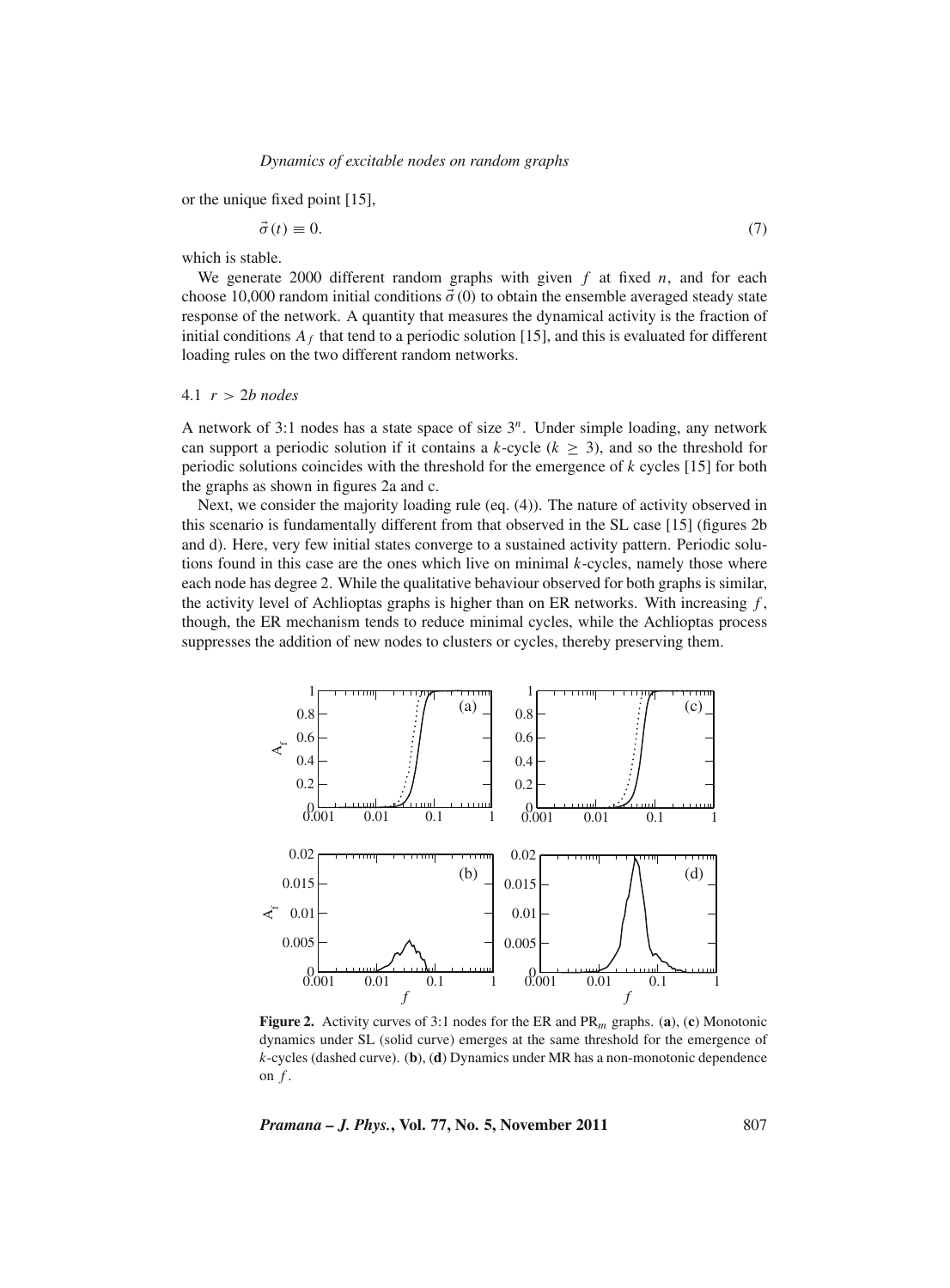or the unique fixed point [15],

$$\vec{\sigma}(t) \equiv 0. \tag{7}$$

which is stable.

We generate 2000 different random graphs with given $f$ at fixed $n$, and for each choose 10,000 random initial conditions $\vec{\sigma}(0)$ to obtain the ensemble averaged steady state response of the network. A quantity that measures the dynamical activity is the fraction of initial conditions $A_f$ that tend to a periodic solution [15], and this is evaluated for different loading rules on the two different random networks.

### 4.1 $r > 2b$ nodes

A network of 3:1 nodes has a state space of size $3^n$. Under simple loading, any network can support a periodic solution if it contains a $k$-cycle ($k \geq 3$), and so the threshold for periodic solutions coincides with the threshold for the emergence of $k$ cycles [15] for both the graphs as shown in figures 2a and c.

Next, we consider the majority loading rule (eq. (4)). The nature of activity observed in this scenario is fundamentally different from that observed in the SL case [15] (figures 2b and d). Here, very few initial states converge to a sustained activity pattern. Periodic solutions found in this case are the ones which live on minimal $k$-cycles, namely those where each node has degree 2. While the qualitative behaviour observed for both graphs is similar, the activity level of Achlioptas graphs is higher than on ER networks. With increasing $f$, though, the ER mechanism tends to reduce minimal cycles, while the Achlioptas process suppresses the addition of new nodes to clusters or cycles, thereby preserving them.

**Figure 2.** Activity curves of 3:1 nodes for the ER and $\mathrm{PR}_m$ graphs. (**a**), (**c**) Monotonic dynamics under SL (solid curve) emerges at the same threshold for the emergence of $k$-cycles (dashed curve). (**b**), (**d**) Dynamics under MR has a non-monotonic dependence on $f$.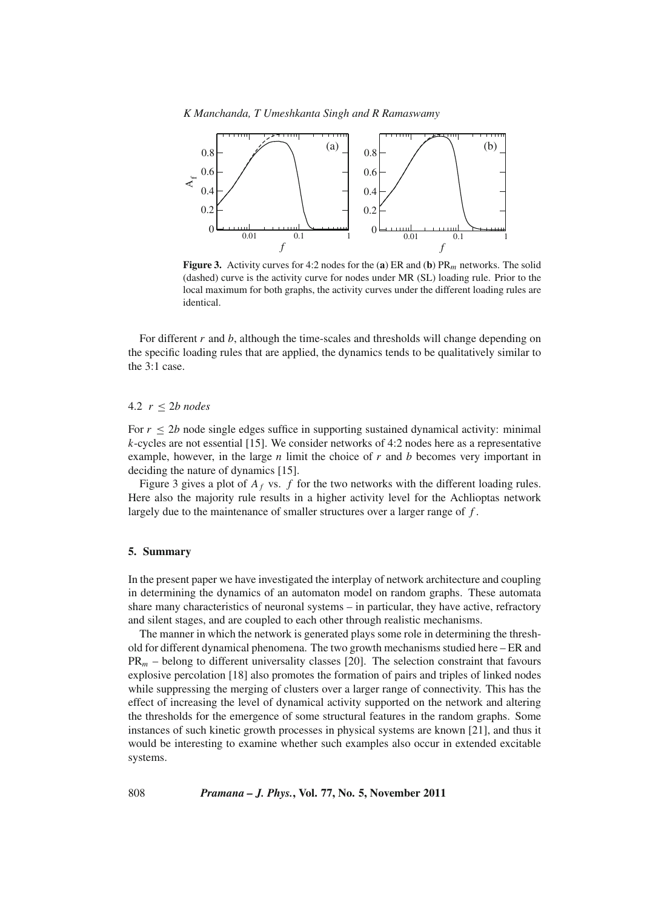**Figure 3.** Activity curves for 4:2 nodes for the (**a**) ER and (**b**) $PR_m$ networks. The solid (dashed) curve is the activity curve for nodes under MR (SL) loading rule. Prior to the local maximum for both graphs, the activity curves under the different loading rules are identical.

For different $r$ and $b$, although the time-scales and thresholds will change depending on the specific loading rules that are applied, the dynamics tends to be qualitatively similar to the 3:1 case.

### 4.2 $r \leq 2b$ *nodes*

For $r \leq 2b$ node single edges suffice in supporting sustained dynamical activity: minimal $k$-cycles are not essential [15]. We consider networks of 4:2 nodes here as a representative example, however, in the large $n$ limit the choice of $r$ and $b$ becomes very important in deciding the nature of dynamics [15].

Figure 3 gives a plot of $A_f$ vs. $f$ for the two networks with the different loading rules. Here also the majority rule results in a higher activity level for the Achlioptas network largely due to the maintenance of smaller structures over a larger range of $f$.

## 5. Summary

In the present paper we have investigated the interplay of network architecture and coupling in determining the dynamics of an automaton model on random graphs. These automata share many characteristics of neuronal systems – in particular, they have active, refractory and silent stages, and are coupled to each other through realistic mechanisms.

The manner in which the network is generated plays some role in determining the threshold for different dynamical phenomena. The two growth mechanisms studied here – ER and $PR_m$ – belong to different universality classes [20]. The selection constraint that favours explosive percolation [18] also promotes the formation of pairs and triples of linked nodes while suppressing the merging of clusters over a larger range of connectivity. This has the effect of increasing the level of dynamical activity supported on the network and altering the thresholds for the emergence of some structural features in the random graphs. Some instances of such kinetic growth processes in physical systems are known [21], and thus it would be interesting to examine whether such examples also occur in extended excitable systems.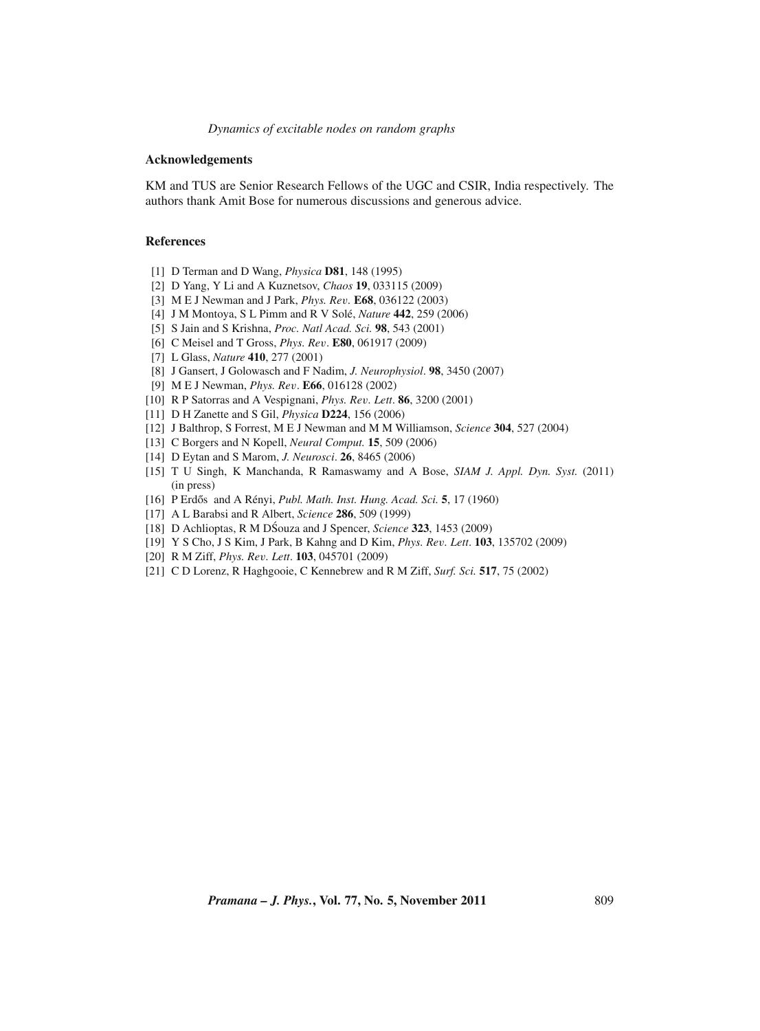### Acknowledgements

KM and TUS are Senior Research Fellows of the UGC and CSIR, India respectively. The authors thank Amit Bose for numerous discussions and generous advice.

### References

[1] D Terman and D Wang, *Physica* **D81**, 148 (1995)
[2] D Yang, Y Li and A Kuznetsov, *Chaos* **19**, 033115 (2009)
[3] M E J Newman and J Park, *Phys. Rev.* **E68**, 036122 (2003)
[4] J M Montoya, S L Pimm and R V Solé, *Nature* **442**, 259 (2006)
[5] S Jain and S Krishna, *Proc. Natl Acad. Sci.* **98**, 543 (2001)
[6] C Meisel and T Gross, *Phys. Rev.* **E80**, 061917 (2009)
[7] L Glass, *Nature* **410**, 277 (2001)
[8] J Gansert, J Golowasch and F Nadim, *J. Neurophysiol.* **98**, 3450 (2007)
[9] M E J Newman, *Phys. Rev.* **E66**, 016128 (2002)
[10] R P Satorras and A Vespignani, *Phys. Rev. Lett.* **86**, 3200 (2001)
[11] D H Zanette and S Gil, *Physica* **D224**, 156 (2006)
[12] J Balthrop, S Forrest, M E J Newman and M M Williamson, *Science* **304**, 527 (2004)
[13] C Borgers and N Kopell, *Neural Comput.* **15**, 509 (2006)
[14] D Eytan and S Marom, *J. Neurosci.* **26**, 8465 (2006)
[15] T U Singh, K Manchanda, R Ramaswamy and A Bose, *SIAM J. Appl. Dyn. Syst.* (2011) (in press)
[16] P Erdős and A Rényi, *Publ. Math. Inst. Hung. Acad. Sci.* **5**, 17 (1960)
[17] A L Barabsi and R Albert, *Science* **286**, 509 (1999)
[18] D Achlioptas, R M DŚouza and J Spencer, *Science* **323**, 1453 (2009)
[19] Y S Cho, J S Kim, J Park, B Kahng and D Kim, *Phys. Rev. Lett.* **103**, 135702 (2009)
[20] R M Ziff, *Phys. Rev. Lett.* **103**, 045701 (2009)
[21] C D Lorenz, R Haghgooie, C Kennebrew and R M Ziff, *Surf. Sci.* **517**, 75 (2002)